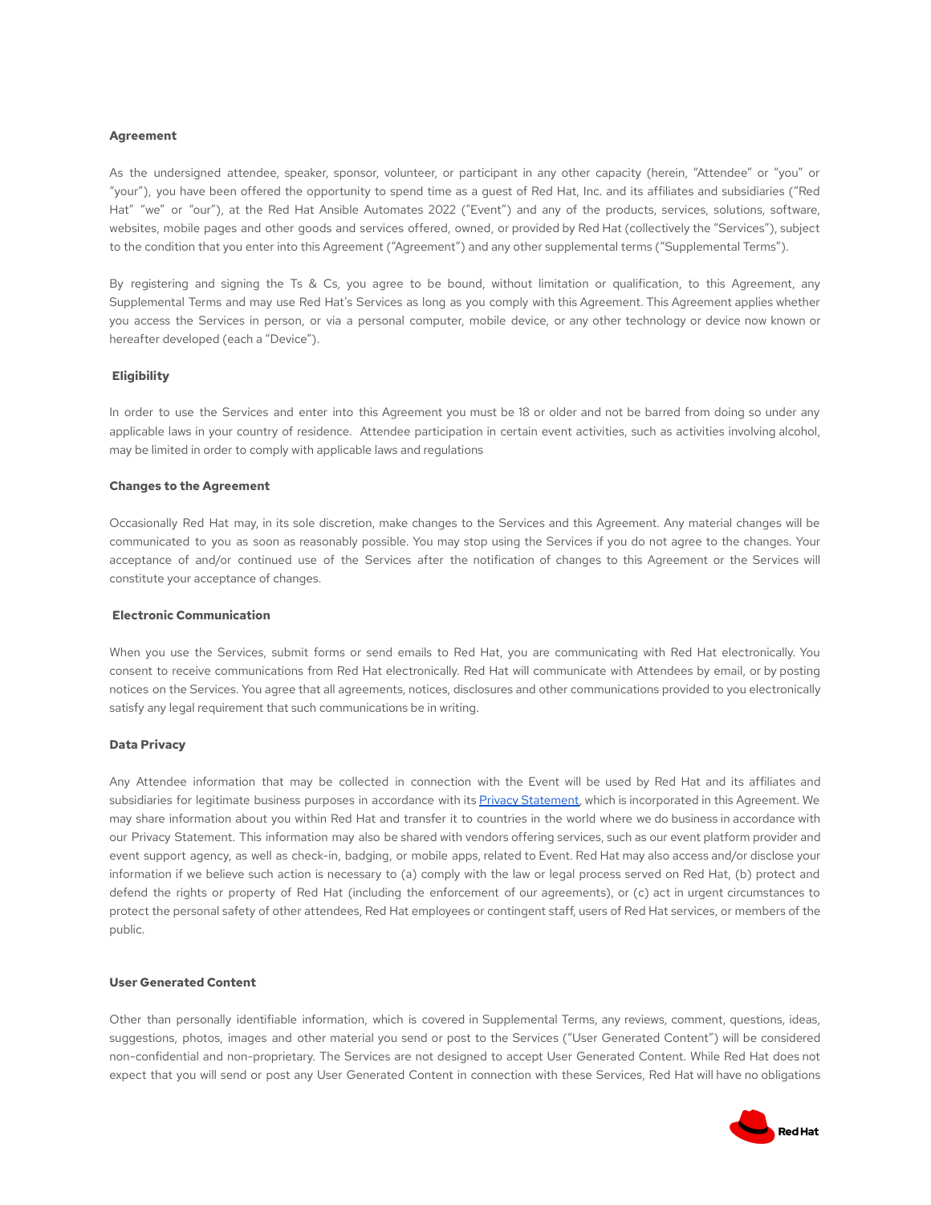**Agreement**

As the undersigned attendee, speaker, sponsor, volunteer, or participant in any other capacity (herein, "Attendee" or "you" or "your"), you have been offered the opportunity to spend time as a guest of Red Hat, Inc. and its affiliates and subsidiaries ("Red Hat" "we" or "our"), at the Red Hat Ansible Automates 2022 ("Event") and any of the products, services, solutions, software, websites, mobile pages and other goods and services offered, owned, or provided by Red Hat (collectively the "Services"), subject to the condition that you enter into this Agreement ("Agreement") and any other supplemental terms ("Supplemental Terms").

By registering and signing the Ts & Cs, you agree to be bound, without limitation or qualification, to this Agreement, any Supplemental Terms and may use Red Hat's Services as long as you comply with this Agreement. This Agreement applies whether you access the Services in person, or via a personal computer, mobile device, or any other technology or device now known or hereafter developed (each a "Device").

**Eligibility**

In order to use the Services and enter into this Agreement you must be 18 or older and not be barred from doing so under any applicable laws in your country of residence. Attendee participation in certain event activities, such as activities involving alcohol, may be limited in order to comply with applicable laws and regulations

**Changes to the Agreement**

Occasionally Red Hat may, in its sole discretion, make changes to the Services and this Agreement. Any material changes will be communicated to you as soon as reasonably possible. You may stop using the Services if you do not agree to the changes. Your acceptance of and/or continued use of the Services after the notification of changes to this Agreement or the Services will constitute your acceptance of changes.

**Electronic Communication**

When you use the Services, submit forms or send emails to Red Hat, you are communicating with Red Hat electronically. You consent to receive communications from Red Hat electronically. Red Hat will communicate with Attendees by email, or by posting notices on the Services. You agree that all agreements, notices, disclosures and other communications provided to you electronically satisfy any legal requirement that such communications be in writing.

**Data Privacy**

Any Attendee information that may be collected in connection with the Event will be used by Red Hat and its affiliates and subsidiaries for legitimate business purposes in accordance with its Privacy Statement, which is incorporated in this Agreement. We may share information about you within Red Hat and transfer it to countries in the world where we do business in accordance with our Privacy Statement. This information may also be shared with vendors offering services, such as our event platform provider and event support agency, as well as check-in, badging, or mobile apps, related to Event. Red Hat may also access and/or disclose your information if we believe such action is necessary to (a) comply with the law or legal process served on Red Hat, (b) protect and defend the rights or property of Red Hat (including the enforcement of our agreements), or (c) act in urgent circumstances to protect the personal safety of other attendees, Red Hat employees or contingent staff, users of Red Hat services, or members of the public.

**User Generated Content**

Other than personally identifiable information, which is covered in Supplemental Terms, any reviews, comment, questions, ideas, suggestions, photos, images and other material you send or post to the Services ("User Generated Content") will be considered non-confidential and non-proprietary. The Services are not designed to accept User Generated Content. While Red Hat does not expect that you will send or post any User Generated Content in connection with these Services, Red Hat will have no obligations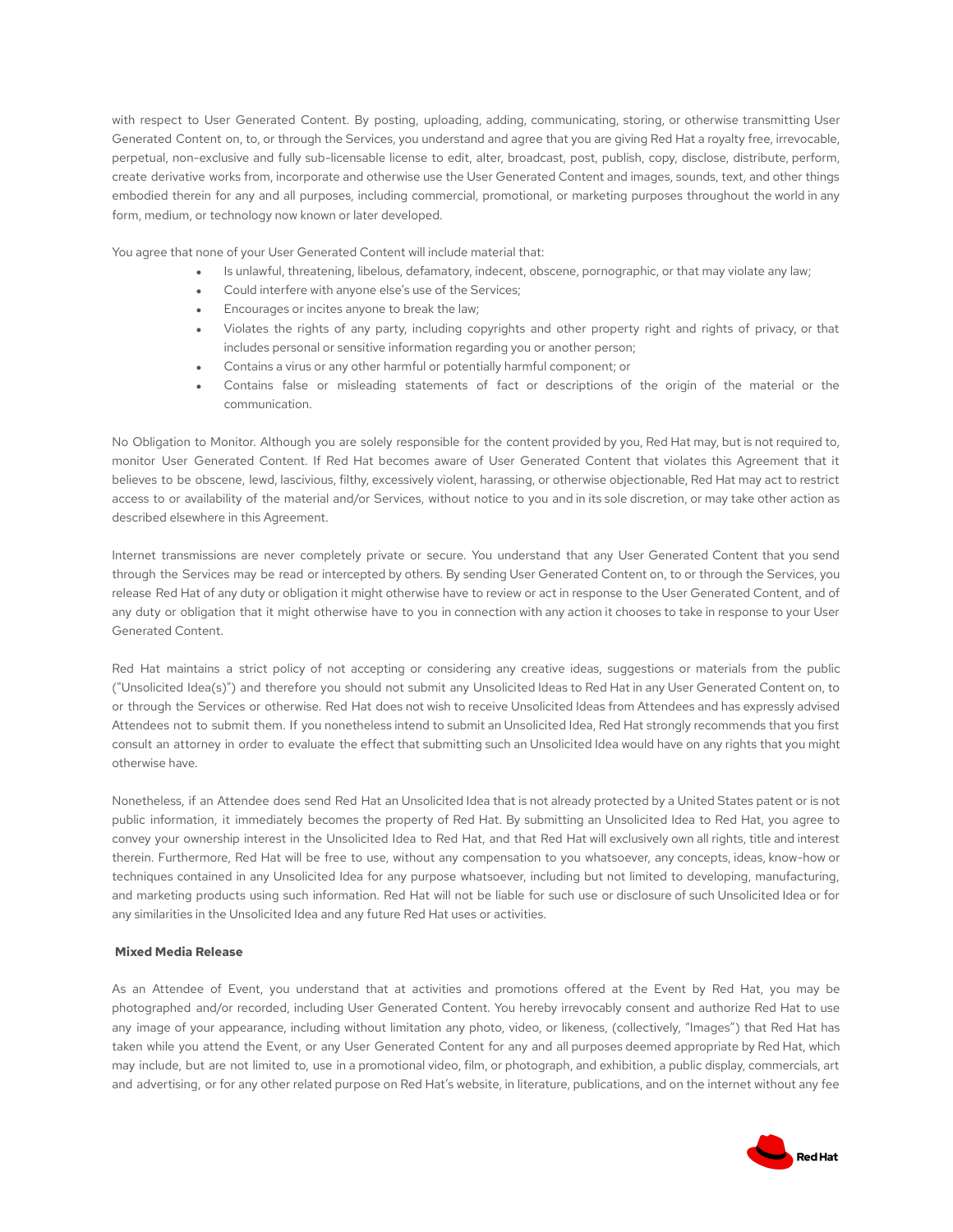with respect to User Generated Content. By posting, uploading, adding, communicating, storing, or otherwise transmitting User Generated Content on, to, or through the Services, you understand and agree that you are giving Red Hat a royalty free, irrevocable, perpetual, non-exclusive and fully sub-licensable license to edit, alter, broadcast, post, publish, copy, disclose, distribute, perform, create derivative works from, incorporate and otherwise use the User Generated Content and images, sounds, text, and other things embodied therein for any and all purposes, including commercial, promotional, or marketing purposes throughout the world in any form, medium, or technology now known or later developed.

You agree that none of your User Generated Content will include material that:

- Is unlawful, threatening, libelous, defamatory, indecent, obscene, pornographic, or that may violate any law;
- Could interfere with anyone else's use of the Services;
- Encourages or incites anyone to break the law;
- Violates the rights of any party, including copyrights and other property right and rights of privacy, or that includes personal or sensitive information regarding you or another person;
- Contains a virus or any other harmful or potentially harmful component; or
- Contains false or misleading statements of fact or descriptions of the origin of the material or the communication.

No Obligation to Monitor. Although you are solely responsible for the content provided by you, Red Hat may, but is not required to, monitor User Generated Content. If Red Hat becomes aware of User Generated Content that violates this Agreement that it believes to be obscene, lewd, lascivious, filthy, excessively violent, harassing, or otherwise objectionable, Red Hat may act to restrict access to or availability of the material and/or Services, without notice to you and in its sole discretion, or may take other action as described elsewhere in this Agreement.

Internet transmissions are never completely private or secure. You understand that any User Generated Content that you send through the Services may be read or intercepted by others. By sending User Generated Content on, to or through the Services, you release Red Hat of any duty or obligation it might otherwise have to review or act in response to the User Generated Content, and of any duty or obligation that it might otherwise have to you in connection with any action it chooses to take in response to your User Generated Content.

Red Hat maintains a strict policy of not accepting or considering any creative ideas, suggestions or materials from the public ("Unsolicited Idea(s)") and therefore you should not submit any Unsolicited Ideas to Red Hat in any User Generated Content on, to or through the Services or otherwise. Red Hat does not wish to receive Unsolicited Ideas from Attendees and has expressly advised Attendees not to submit them. If you nonetheless intend to submit an Unsolicited Idea, Red Hat strongly recommends that you first consult an attorney in order to evaluate the effect that submitting such an Unsolicited Idea would have on any rights that you might otherwise have.

Nonetheless, if an Attendee does send Red Hat an Unsolicited Idea that is not already protected by a United States patent or is not public information, it immediately becomes the property of Red Hat. By submitting an Unsolicited Idea to Red Hat, you agree to convey your ownership interest in the Unsolicited Idea to Red Hat, and that Red Hat will exclusively own all rights, title and interest therein. Furthermore, Red Hat will be free to use, without any compensation to you whatsoever, any concepts, ideas, know-how or techniques contained in any Unsolicited Idea for any purpose whatsoever, including but not limited to developing, manufacturing, and marketing products using such information. Red Hat will not be liable for such use or disclosure of such Unsolicited Idea or for any similarities in the Unsolicited Idea and any future Red Hat uses or activities.

**Mixed Media Release**

As an Attendee of Event, you understand that at activities and promotions offered at the Event by Red Hat, you may be photographed and/or recorded, including User Generated Content. You hereby irrevocably consent and authorize Red Hat to use any image of your appearance, including without limitation any photo, video, or likeness, (collectively, "Images") that Red Hat has taken while you attend the Event, or any User Generated Content for any and all purposes deemed appropriate by Red Hat, which may include, but are not limited to, use in a promotional video, film, or photograph, and exhibition, a public display, commercials, art and advertising, or for any other related purpose on Red Hat's website, in literature, publications, and on the internet without any fee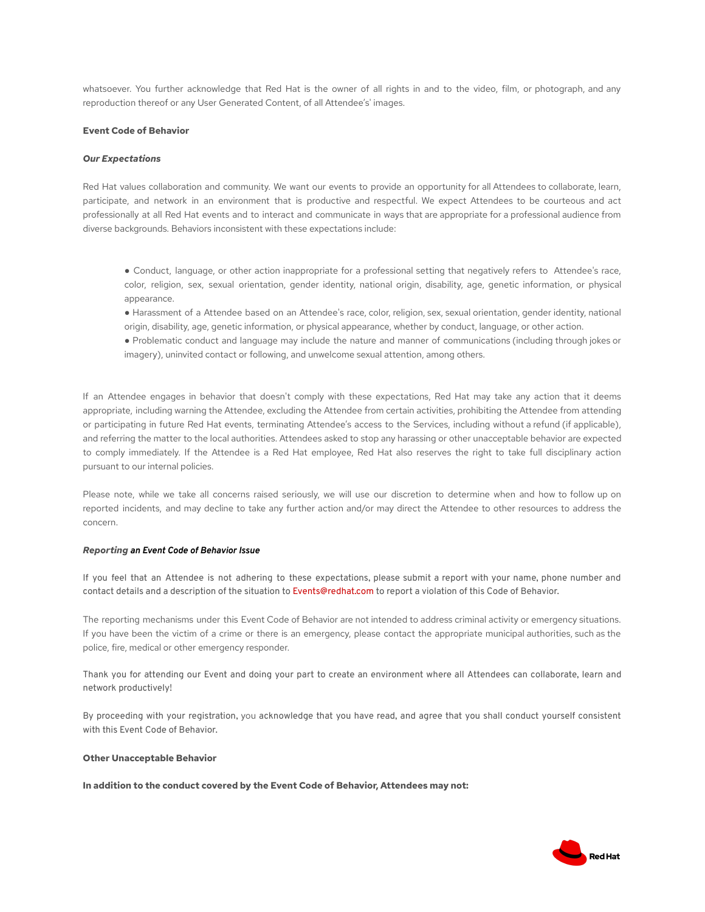whatsoever. You further acknowledge that Red Hat is the owner of all rights in and to the video, film, or photograph, and any reproduction thereof or any User Generated Content, of all Attendee's' images.

**Event Code of Behavior**

***Our Expectations***

Red Hat values collaboration and community. We want our events to provide an opportunity for all Attendees to collaborate, learn, participate, and network in an environment that is productive and respectful. We expect Attendees to be courteous and act professionally at all Red Hat events and to interact and communicate in ways that are appropriate for a professional audience from diverse backgrounds. Behaviors inconsistent with these expectations include:

- Conduct, language, or other action inappropriate for a professional setting that negatively refers to Attendee's race, color, religion, sex, sexual orientation, gender identity, national origin, disability, age, genetic information, or physical appearance.
- Harassment of a Attendee based on an Attendee's race, color, religion, sex, sexual orientation, gender identity, national origin, disability, age, genetic information, or physical appearance, whether by conduct, language, or other action.
- Problematic conduct and language may include the nature and manner of communications (including through jokes or imagery), uninvited contact or following, and unwelcome sexual attention, among others.

If an Attendee engages in behavior that doesn't comply with these expectations, Red Hat may take any action that it deems appropriate, including warning the Attendee, excluding the Attendee from certain activities, prohibiting the Attendee from attending or participating in future Red Hat events, terminating Attendee's access to the Services, including without a refund (if applicable), and referring the matter to the local authorities. Attendees asked to stop any harassing or other unacceptable behavior are expected to comply immediately. If the Attendee is a Red Hat employee, Red Hat also reserves the right to take full disciplinary action pursuant to our internal policies.

Please note, while we take all concerns raised seriously, we will use our discretion to determine when and how to follow up on reported incidents, and may decline to take any further action and/or may direct the Attendee to other resources to address the concern.

***Reporting an Event Code of Behavior Issue***

If you feel that an Attendee is not adhering to these expectations, please submit a report with your name, phone number and contact details and a description of the situation to Events@redhat.com to report a violation of this Code of Behavior.

The reporting mechanisms under this Event Code of Behavior are not intended to address criminal activity or emergency situations. If you have been the victim of a crime or there is an emergency, please contact the appropriate municipal authorities, such as the police, fire, medical or other emergency responder.

Thank you for attending our Event and doing your part to create an environment where all Attendees can collaborate, learn and network productively!

By proceeding with your registration, you acknowledge that you have read, and agree that you shall conduct yourself consistent with this Event Code of Behavior.

**Other Unacceptable Behavior**

**In addition to the conduct covered by the Event Code of Behavior, Attendees may not:**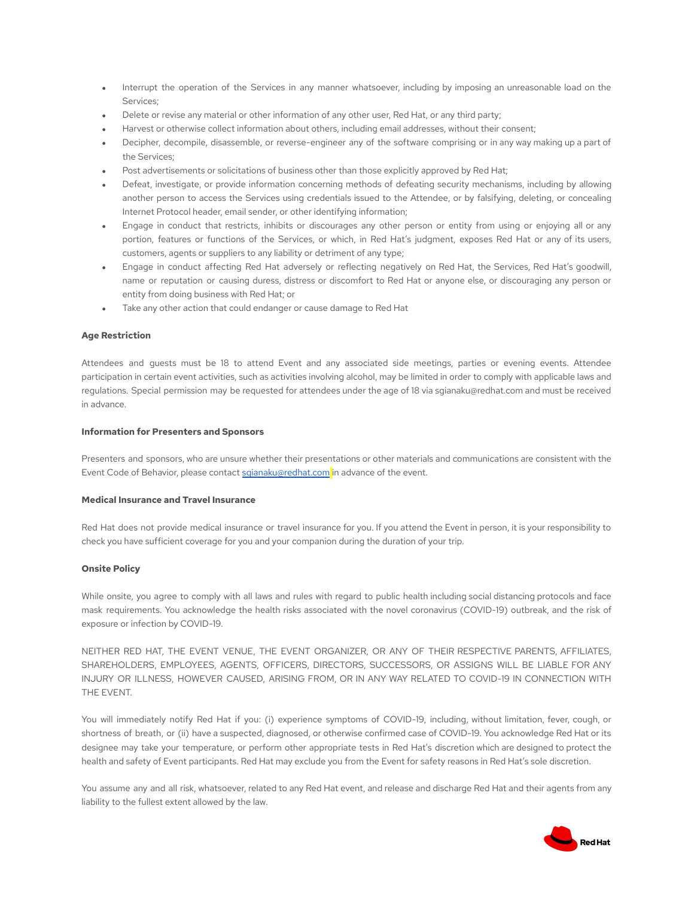- Interrupt the operation of the Services in any manner whatsoever, including by imposing an unreasonable load on the Services;
- Delete or revise any material or other information of any other user, Red Hat, or any third party;
- Harvest or otherwise collect information about others, including email addresses, without their consent;
- Decipher, decompile, disassemble, or reverse-engineer any of the software comprising or in any way making up a part of the Services;
- Post advertisements or solicitations of business other than those explicitly approved by Red Hat;
- Defeat, investigate, or provide information concerning methods of defeating security mechanisms, including by allowing another person to access the Services using credentials issued to the Attendee, or by falsifying, deleting, or concealing Internet Protocol header, email sender, or other identifying information;
- Engage in conduct that restricts, inhibits or discourages any other person or entity from using or enjoying all or any portion, features or functions of the Services, or which, in Red Hat's judgment, exposes Red Hat or any of its users, customers, agents or suppliers to any liability or detriment of any type;
- Engage in conduct affecting Red Hat adversely or reflecting negatively on Red Hat, the Services, Red Hat's goodwill, name or reputation or causing duress, distress or discomfort to Red Hat or anyone else, or discouraging any person or entity from doing business with Red Hat; or
- Take any other action that could endanger or cause damage to Red Hat

**Age Restriction**

Attendees and guests must be 18 to attend Event and any associated side meetings, parties or evening events. Attendee participation in certain event activities, such as activities involving alcohol, may be limited in order to comply with applicable laws and regulations. Special permission may be requested for attendees under the age of 18 via sgianaku@redhat.com and must be received in advance.

**Information for Presenters and Sponsors**

Presenters and sponsors, who are unsure whether their presentations or other materials and communications are consistent with the Event Code of Behavior, please contact sgianaku@redhat.com in advance of the event.

**Medical Insurance and Travel Insurance**

Red Hat does not provide medical insurance or travel insurance for you. If you attend the Event in person, it is your responsibility to check you have sufficient coverage for you and your companion during the duration of your trip.

**Onsite Policy**

While onsite, you agree to comply with all laws and rules with regard to public health including social distancing protocols and face mask requirements. You acknowledge the health risks associated with the novel coronavirus (COVID-19) outbreak, and the risk of exposure or infection by COVID-19.

NEITHER RED HAT, THE EVENT VENUE, THE EVENT ORGANIZER, OR ANY OF THEIR RESPECTIVE PARENTS, AFFILIATES, SHAREHOLDERS, EMPLOYEES, AGENTS, OFFICERS, DIRECTORS, SUCCESSORS, OR ASSIGNS WILL BE LIABLE FOR ANY INJURY OR ILLNESS, HOWEVER CAUSED, ARISING FROM, OR IN ANY WAY RELATED TO COVID-19 IN CONNECTION WITH THE EVENT.

You will immediately notify Red Hat if you: (i) experience symptoms of COVID-19, including, without limitation, fever, cough, or shortness of breath, or (ii) have a suspected, diagnosed, or otherwise confirmed case of COVID-19. You acknowledge Red Hat or its designee may take your temperature, or perform other appropriate tests in Red Hat's discretion which are designed to protect the health and safety of Event participants. Red Hat may exclude you from the Event for safety reasons in Red Hat's sole discretion.

You assume any and all risk, whatsoever, related to any Red Hat event, and release and discharge Red Hat and their agents from any liability to the fullest extent allowed by the law.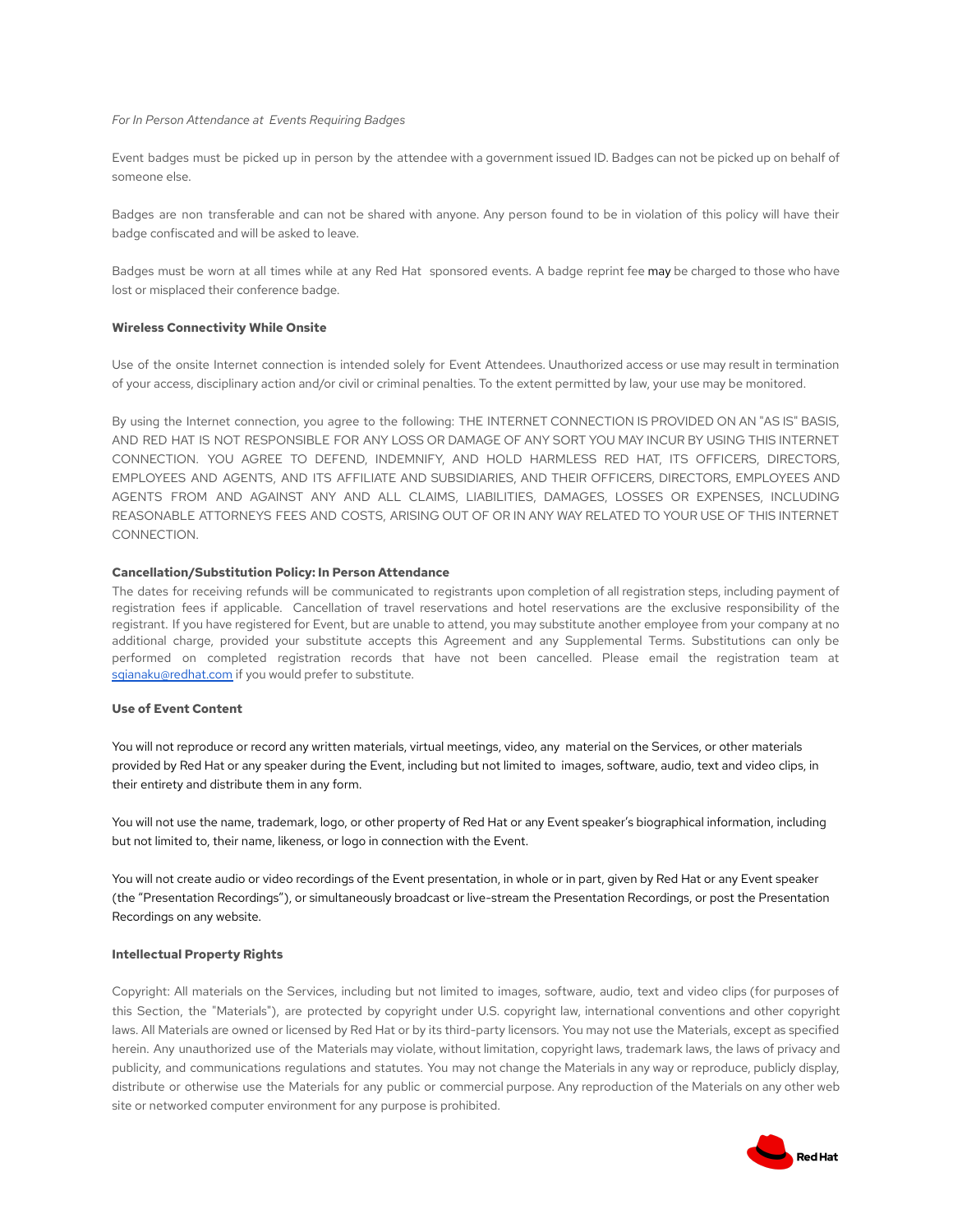*For In Person Attendance at Events Requiring Badges*

Event badges must be picked up in person by the attendee with a government issued ID. Badges can not be picked up on behalf of someone else.

Badges are non transferable and can not be shared with anyone. Any person found to be in violation of this policy will have their badge confiscated and will be asked to leave.

Badges must be worn at all times while at any Red Hat sponsored events. A badge reprint fee may be charged to those who have lost or misplaced their conference badge.

**Wireless Connectivity While Onsite**

Use of the onsite Internet connection is intended solely for Event Attendees. Unauthorized access or use may result in termination of your access, disciplinary action and/or civil or criminal penalties. To the extent permitted by law, your use may be monitored.

By using the Internet connection, you agree to the following: THE INTERNET CONNECTION IS PROVIDED ON AN "AS IS" BASIS, AND RED HAT IS NOT RESPONSIBLE FOR ANY LOSS OR DAMAGE OF ANY SORT YOU MAY INCUR BY USING THIS INTERNET CONNECTION. YOU AGREE TO DEFEND, INDEMNIFY, AND HOLD HARMLESS RED HAT, ITS OFFICERS, DIRECTORS, EMPLOYEES AND AGENTS, AND ITS AFFILIATE AND SUBSIDIARIES, AND THEIR OFFICERS, DIRECTORS, EMPLOYEES AND AGENTS FROM AND AGAINST ANY AND ALL CLAIMS, LIABILITIES, DAMAGES, LOSSES OR EXPENSES, INCLUDING REASONABLE ATTORNEYS FEES AND COSTS, ARISING OUT OF OR IN ANY WAY RELATED TO YOUR USE OF THIS INTERNET CONNECTION.

**Cancellation/Substitution Policy: In Person Attendance**

The dates for receiving refunds will be communicated to registrants upon completion of all registration steps, including payment of registration fees if applicable. Cancellation of travel reservations and hotel reservations are the exclusive responsibility of the registrant. If you have registered for Event, but are unable to attend, you may substitute another employee from your company at no additional charge, provided your substitute accepts this Agreement and any Supplemental Terms. Substitutions can only be performed on completed registration records that have not been cancelled. Please email the registration team at sgianaku@redhat.com if you would prefer to substitute.

**Use of Event Content**

You will not reproduce or record any written materials, virtual meetings, video, any material on the Services, or other materials provided by Red Hat or any speaker during the Event, including but not limited to images, software, audio, text and video clips, in their entirety and distribute them in any form.

You will not use the name, trademark, logo, or other property of Red Hat or any Event speaker's biographical information, including but not limited to, their name, likeness, or logo in connection with the Event.

You will not create audio or video recordings of the Event presentation, in whole or in part, given by Red Hat or any Event speaker (the "Presentation Recordings"), or simultaneously broadcast or live-stream the Presentation Recordings, or post the Presentation Recordings on any website.

**Intellectual Property Rights**

Copyright: All materials on the Services, including but not limited to images, software, audio, text and video clips (for purposes of this Section, the "Materials"), are protected by copyright under U.S. copyright law, international conventions and other copyright laws. All Materials are owned or licensed by Red Hat or by its third-party licensors. You may not use the Materials, except as specified herein. Any unauthorized use of the Materials may violate, without limitation, copyright laws, trademark laws, the laws of privacy and publicity, and communications regulations and statutes. You may not change the Materials in any way or reproduce, publicly display, distribute or otherwise use the Materials for any public or commercial purpose. Any reproduction of the Materials on any other web site or networked computer environment for any purpose is prohibited.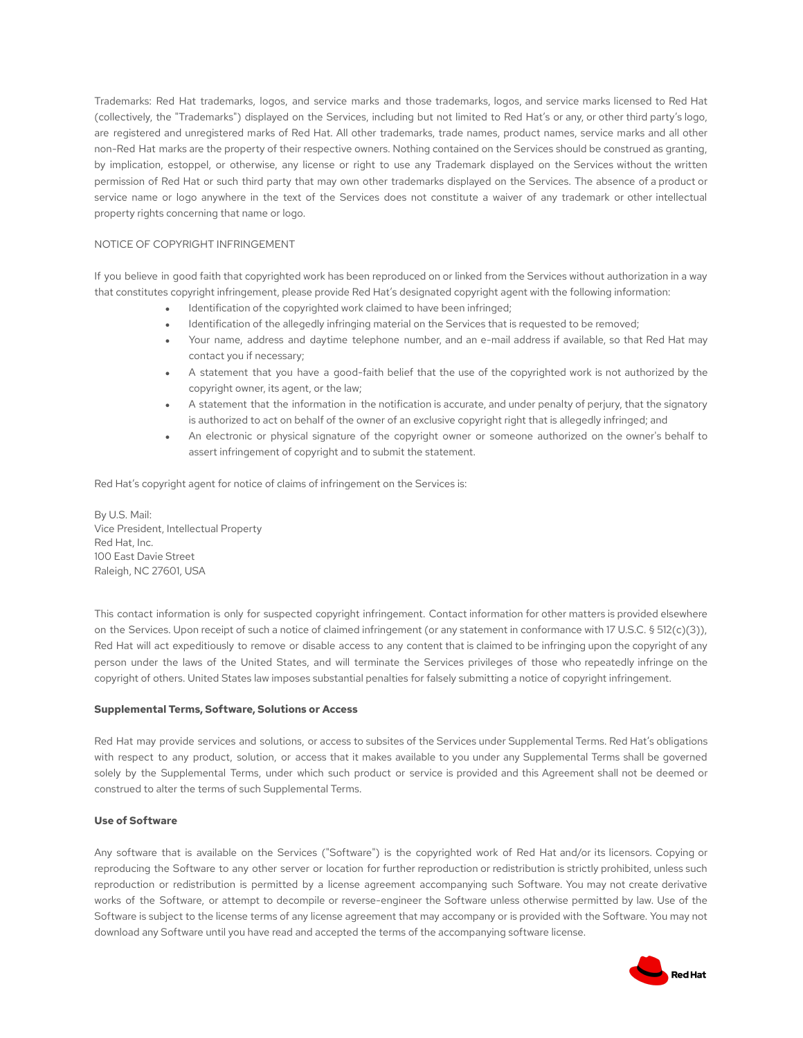Trademarks: Red Hat trademarks, logos, and service marks and those trademarks, logos, and service marks licensed to Red Hat (collectively, the "Trademarks") displayed on the Services, including but not limited to Red Hat's or any, or other third party's logo, are registered and unregistered marks of Red Hat. All other trademarks, trade names, product names, service marks and all other non-Red Hat marks are the property of their respective owners. Nothing contained on the Services should be construed as granting, by implication, estoppel, or otherwise, any license or right to use any Trademark displayed on the Services without the written permission of Red Hat or such third party that may own other trademarks displayed on the Services. The absence of a product or service name or logo anywhere in the text of the Services does not constitute a waiver of any trademark or other intellectual property rights concerning that name or logo.

NOTICE OF COPYRIGHT INFRINGEMENT

If you believe in good faith that copyrighted work has been reproduced on or linked from the Services without authorization in a way that constitutes copyright infringement, please provide Red Hat's designated copyright agent with the following information:

- Identification of the copyrighted work claimed to have been infringed;
- Identification of the allegedly infringing material on the Services that is requested to be removed;
- Your name, address and daytime telephone number, and an e-mail address if available, so that Red Hat may contact you if necessary;
- A statement that you have a good-faith belief that the use of the copyrighted work is not authorized by the copyright owner, its agent, or the law;
- A statement that the information in the notification is accurate, and under penalty of perjury, that the signatory is authorized to act on behalf of the owner of an exclusive copyright right that is allegedly infringed; and
- An electronic or physical signature of the copyright owner or someone authorized on the owner's behalf to assert infringement of copyright and to submit the statement.

Red Hat's copyright agent for notice of claims of infringement on the Services is:

By U.S. Mail:
Vice President, Intellectual Property
Red Hat, Inc.
100 East Davie Street
Raleigh, NC 27601, USA

This contact information is only for suspected copyright infringement. Contact information for other matters is provided elsewhere on the Services. Upon receipt of such a notice of claimed infringement (or any statement in conformance with 17 U.S.C. § 512(c)(3)), Red Hat will act expeditiously to remove or disable access to any content that is claimed to be infringing upon the copyright of any person under the laws of the United States, and will terminate the Services privileges of those who repeatedly infringe on the copyright of others. United States law imposes substantial penalties for falsely submitting a notice of copyright infringement.

**Supplemental Terms, Software, Solutions or Access**

Red Hat may provide services and solutions, or access to subsites of the Services under Supplemental Terms. Red Hat's obligations with respect to any product, solution, or access that it makes available to you under any Supplemental Terms shall be governed solely by the Supplemental Terms, under which such product or service is provided and this Agreement shall not be deemed or construed to alter the terms of such Supplemental Terms.

**Use of Software**

Any software that is available on the Services ("Software") is the copyrighted work of Red Hat and/or its licensors. Copying or reproducing the Software to any other server or location for further reproduction or redistribution is strictly prohibited, unless such reproduction or redistribution is permitted by a license agreement accompanying such Software. You may not create derivative works of the Software, or attempt to decompile or reverse-engineer the Software unless otherwise permitted by law. Use of the Software is subject to the license terms of any license agreement that may accompany or is provided with the Software. You may not download any Software until you have read and accepted the terms of the accompanying software license.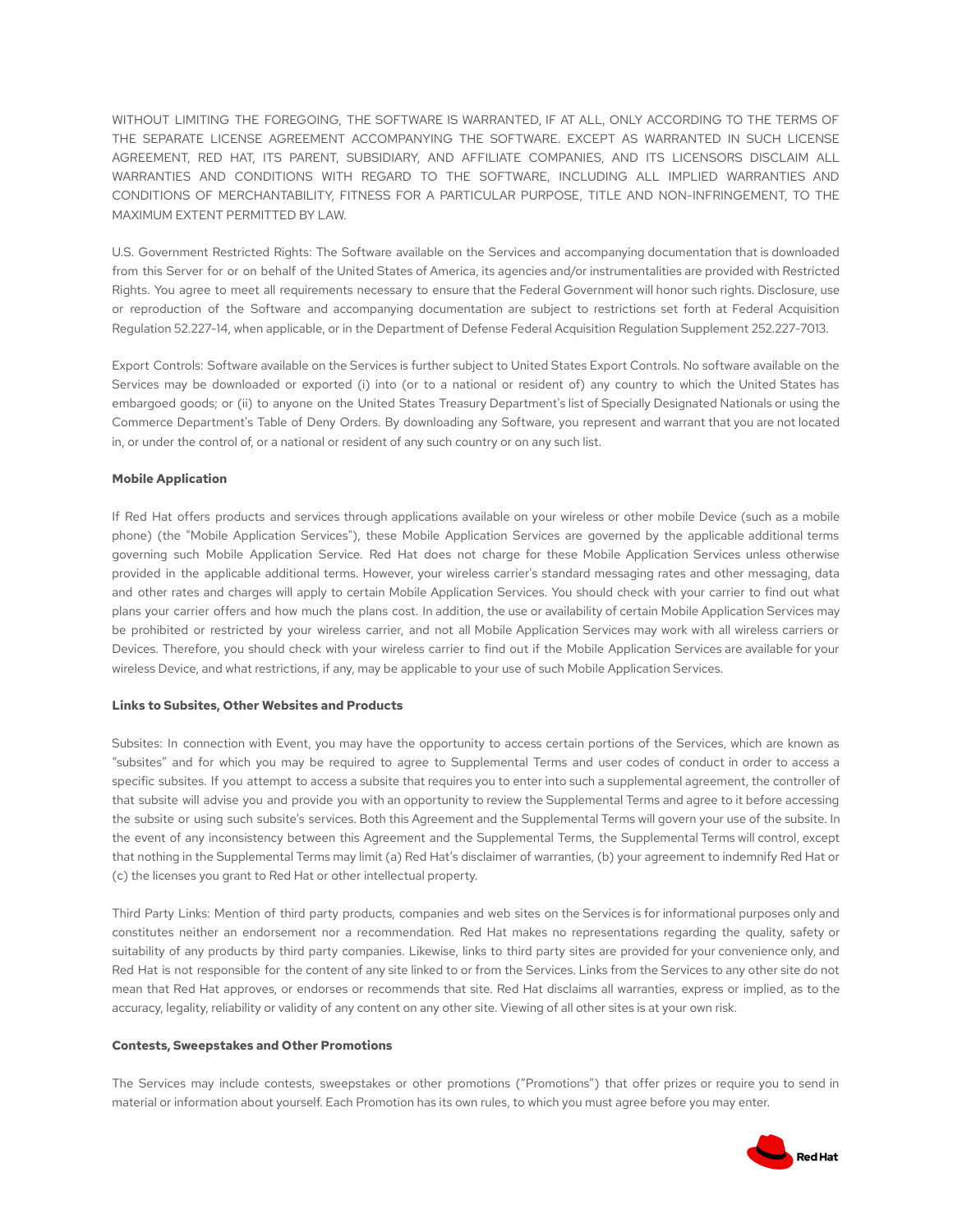WITHOUT LIMITING THE FOREGOING, THE SOFTWARE IS WARRANTED, IF AT ALL, ONLY ACCORDING TO THE TERMS OF THE SEPARATE LICENSE AGREEMENT ACCOMPANYING THE SOFTWARE. EXCEPT AS WARRANTED IN SUCH LICENSE AGREEMENT, RED HAT, ITS PARENT, SUBSIDIARY, AND AFFILIATE COMPANIES, AND ITS LICENSORS DISCLAIM ALL WARRANTIES AND CONDITIONS WITH REGARD TO THE SOFTWARE, INCLUDING ALL IMPLIED WARRANTIES AND CONDITIONS OF MERCHANTABILITY, FITNESS FOR A PARTICULAR PURPOSE, TITLE AND NON-INFRINGEMENT, TO THE MAXIMUM EXTENT PERMITTED BY LAW.

U.S. Government Restricted Rights: The Software available on the Services and accompanying documentation that is downloaded from this Server for or on behalf of the United States of America, its agencies and/or instrumentalities are provided with Restricted Rights. You agree to meet all requirements necessary to ensure that the Federal Government will honor such rights. Disclosure, use or reproduction of the Software and accompanying documentation are subject to restrictions set forth at Federal Acquisition Regulation 52.227-14, when applicable, or in the Department of Defense Federal Acquisition Regulation Supplement 252.227-7013.

Export Controls: Software available on the Services is further subject to United States Export Controls. No software available on the Services may be downloaded or exported (i) into (or to a national or resident of) any country to which the United States has embargoed goods; or (ii) to anyone on the United States Treasury Department's list of Specially Designated Nationals or using the Commerce Department's Table of Deny Orders. By downloading any Software, you represent and warrant that you are not located in, or under the control of, or a national or resident of any such country or on any such list.

**Mobile Application**

If Red Hat offers products and services through applications available on your wireless or other mobile Device (such as a mobile phone) (the "Mobile Application Services"), these Mobile Application Services are governed by the applicable additional terms governing such Mobile Application Service. Red Hat does not charge for these Mobile Application Services unless otherwise provided in the applicable additional terms. However, your wireless carrier's standard messaging rates and other messaging, data and other rates and charges will apply to certain Mobile Application Services. You should check with your carrier to find out what plans your carrier offers and how much the plans cost. In addition, the use or availability of certain Mobile Application Services may be prohibited or restricted by your wireless carrier, and not all Mobile Application Services may work with all wireless carriers or Devices. Therefore, you should check with your wireless carrier to find out if the Mobile Application Services are available for your wireless Device, and what restrictions, if any, may be applicable to your use of such Mobile Application Services.

**Links to Subsites, Other Websites and Products**

Subsites: In connection with Event, you may have the opportunity to access certain portions of the Services, which are known as "subsites" and for which you may be required to agree to Supplemental Terms and user codes of conduct in order to access a specific subsites. If you attempt to access a subsite that requires you to enter into such a supplemental agreement, the controller of that subsite will advise you and provide you with an opportunity to review the Supplemental Terms and agree to it before accessing the subsite or using such subsite's services. Both this Agreement and the Supplemental Terms will govern your use of the subsite. In the event of any inconsistency between this Agreement and the Supplemental Terms, the Supplemental Terms will control, except that nothing in the Supplemental Terms may limit (a) Red Hat's disclaimer of warranties, (b) your agreement to indemnify Red Hat or (c) the licenses you grant to Red Hat or other intellectual property.

Third Party Links: Mention of third party products, companies and web sites on the Services is for informational purposes only and constitutes neither an endorsement nor a recommendation. Red Hat makes no representations regarding the quality, safety or suitability of any products by third party companies. Likewise, links to third party sites are provided for your convenience only, and Red Hat is not responsible for the content of any site linked to or from the Services. Links from the Services to any other site do not mean that Red Hat approves, or endorses or recommends that site. Red Hat disclaims all warranties, express or implied, as to the accuracy, legality, reliability or validity of any content on any other site. Viewing of all other sites is at your own risk.

**Contests, Sweepstakes and Other Promotions**

The Services may include contests, sweepstakes or other promotions ("Promotions") that offer prizes or require you to send in material or information about yourself. Each Promotion has its own rules, to which you must agree before you may enter.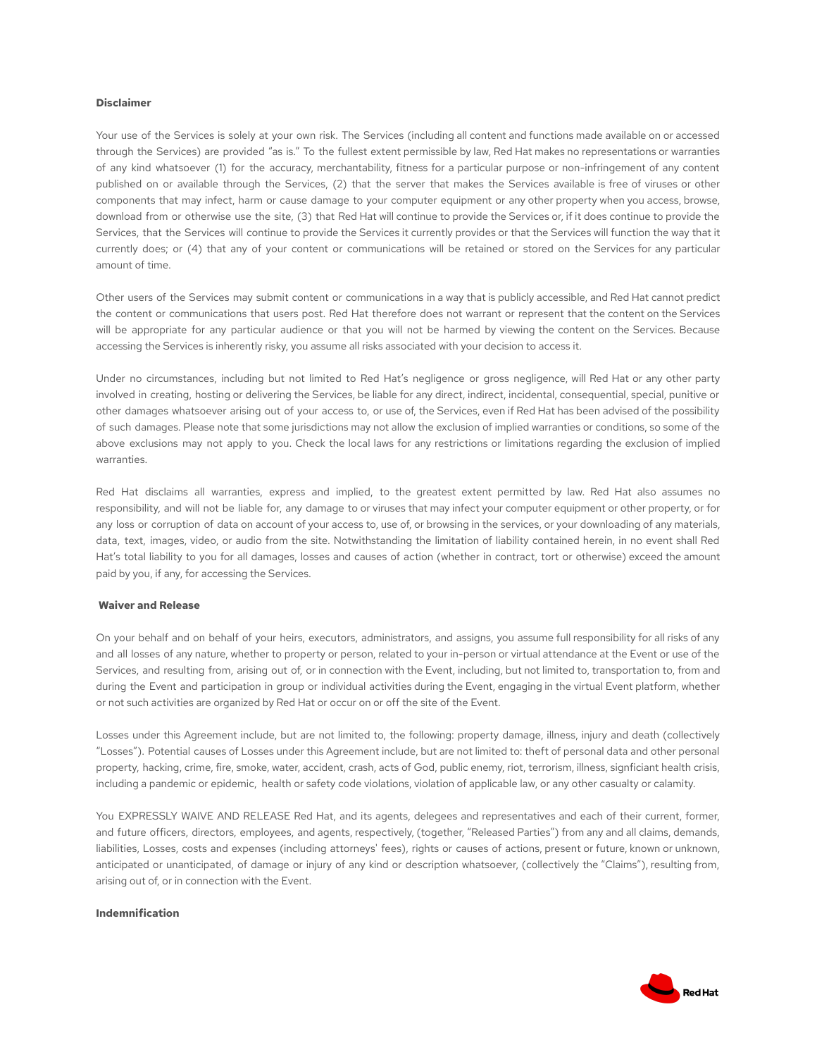**Disclaimer**

Your use of the Services is solely at your own risk. The Services (including all content and functions made available on or accessed through the Services) are provided "as is." To the fullest extent permissible by law, Red Hat makes no representations or warranties of any kind whatsoever (1) for the accuracy, merchantability, fitness for a particular purpose or non-infringement of any content published on or available through the Services, (2) that the server that makes the Services available is free of viruses or other components that may infect, harm or cause damage to your computer equipment or any other property when you access, browse, download from or otherwise use the site, (3) that Red Hat will continue to provide the Services or, if it does continue to provide the Services, that the Services will continue to provide the Services it currently provides or that the Services will function the way that it currently does; or (4) that any of your content or communications will be retained or stored on the Services for any particular amount of time.

Other users of the Services may submit content or communications in a way that is publicly accessible, and Red Hat cannot predict the content or communications that users post. Red Hat therefore does not warrant or represent that the content on the Services will be appropriate for any particular audience or that you will not be harmed by viewing the content on the Services. Because accessing the Services is inherently risky, you assume all risks associated with your decision to access it.

Under no circumstances, including but not limited to Red Hat's negligence or gross negligence, will Red Hat or any other party involved in creating, hosting or delivering the Services, be liable for any direct, indirect, incidental, consequential, special, punitive or other damages whatsoever arising out of your access to, or use of, the Services, even if Red Hat has been advised of the possibility of such damages. Please note that some jurisdictions may not allow the exclusion of implied warranties or conditions, so some of the above exclusions may not apply to you. Check the local laws for any restrictions or limitations regarding the exclusion of implied warranties.

Red Hat disclaims all warranties, express and implied, to the greatest extent permitted by law. Red Hat also assumes no responsibility, and will not be liable for, any damage to or viruses that may infect your computer equipment or other property, or for any loss or corruption of data on account of your access to, use of, or browsing in the services, or your downloading of any materials, data, text, images, video, or audio from the site. Notwithstanding the limitation of liability contained herein, in no event shall Red Hat's total liability to you for all damages, losses and causes of action (whether in contract, tort or otherwise) exceed the amount paid by you, if any, for accessing the Services.

**Waiver and Release**

On your behalf and on behalf of your heirs, executors, administrators, and assigns, you assume full responsibility for all risks of any and all losses of any nature, whether to property or person, related to your in-person or virtual attendance at the Event or use of the Services, and resulting from, arising out of, or in connection with the Event, including, but not limited to, transportation to, from and during the Event and participation in group or individual activities during the Event, engaging in the virtual Event platform, whether or not such activities are organized by Red Hat or occur on or off the site of the Event.

Losses under this Agreement include, but are not limited to, the following: property damage, illness, injury and death (collectively "Losses"). Potential causes of Losses under this Agreement include, but are not limited to: theft of personal data and other personal property, hacking, crime, fire, smoke, water, accident, crash, acts of God, public enemy, riot, terrorism, illness, signficiant health crisis, including a pandemic or epidemic, health or safety code violations, violation of applicable law, or any other casualty or calamity.

You EXPRESSLY WAIVE AND RELEASE Red Hat, and its agents, delegees and representatives and each of their current, former, and future officers, directors, employees, and agents, respectively, (together, "Released Parties") from any and all claims, demands, liabilities, Losses, costs and expenses (including attorneys' fees), rights or causes of actions, present or future, known or unknown, anticipated or unanticipated, of damage or injury of any kind or description whatsoever, (collectively the "Claims"), resulting from, arising out of, or in connection with the Event.

**Indemnification**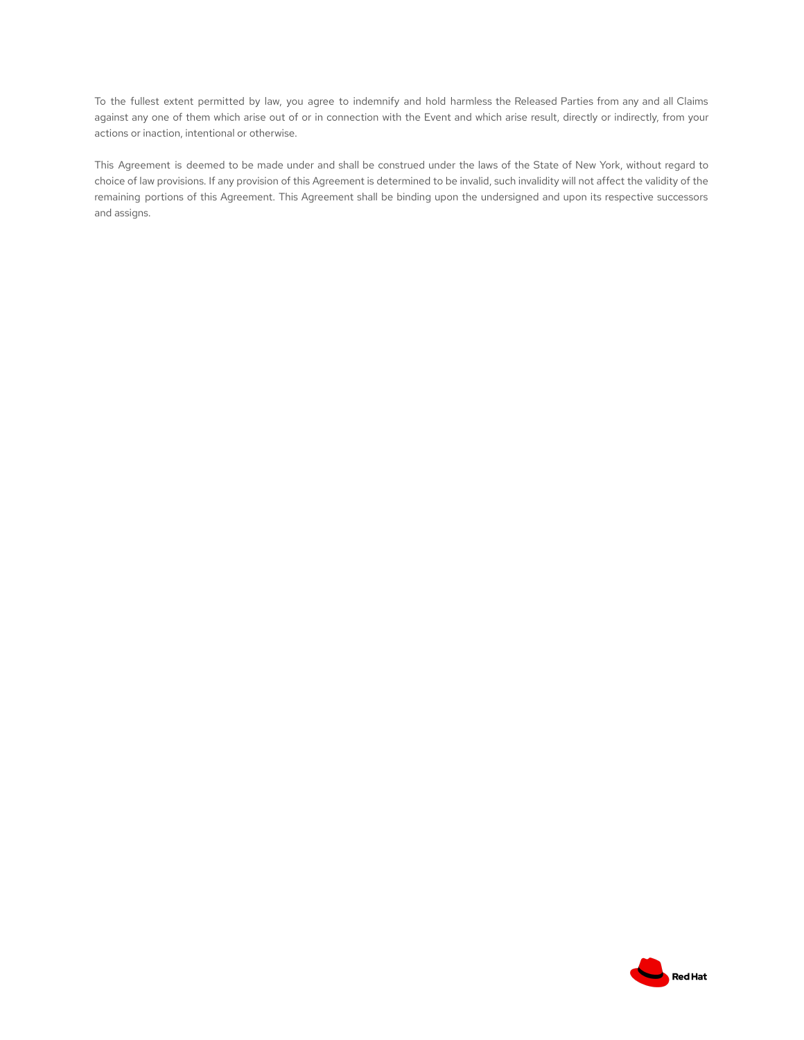To the fullest extent permitted by law, you agree to indemnify and hold harmless the Released Parties from any and all Claims against any one of them which arise out of or in connection with the Event and which arise result, directly or indirectly, from your actions or inaction, intentional or otherwise.

This Agreement is deemed to be made under and shall be construed under the laws of the State of New York, without regard to choice of law provisions. If any provision of this Agreement is determined to be invalid, such invalidity will not affect the validity of the remaining portions of this Agreement. This Agreement shall be binding upon the undersigned and upon its respective successors and assigns.